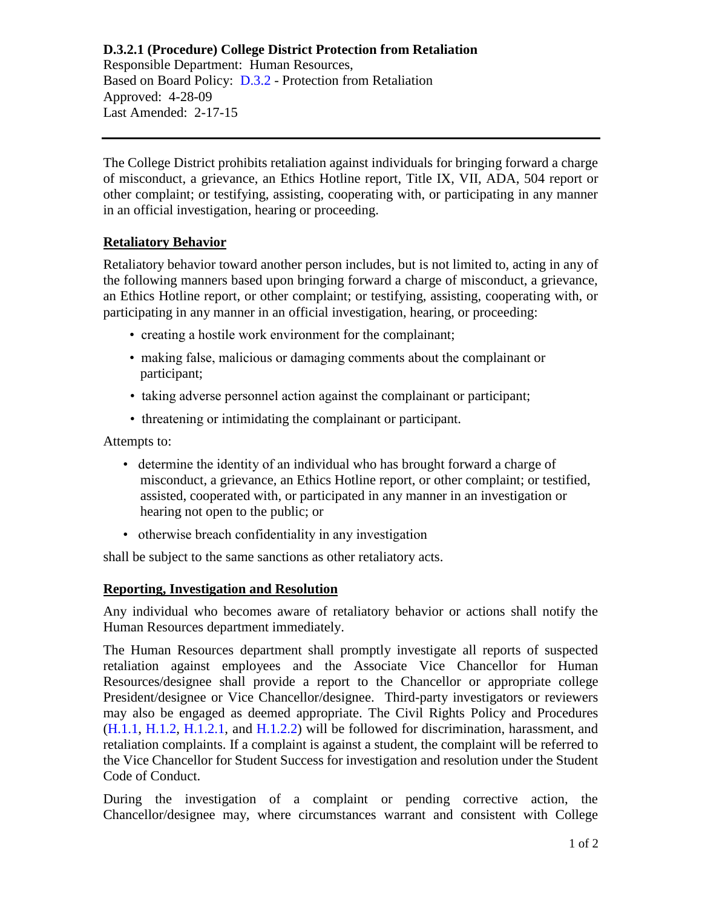**D.3.2.1 (Procedure) College District Protection from Retaliation**
Responsible Department: Human Resources,
Based on Board Policy: D.3.2 - Protection from Retaliation
Approved: 4-28-09
Last Amended: 2-17-15

---

The College District prohibits retaliation against individuals for bringing forward a charge of misconduct, a grievance, an Ethics Hotline report, Title IX, VII, ADA, 504 report or other complaint; or testifying, assisting, cooperating with, or participating in any manner in an official investigation, hearing or proceeding.

## Retaliatory Behavior

Retaliatory behavior toward another person includes, but is not limited to, acting in any of the following manners based upon bringing forward a charge of misconduct, a grievance, an Ethics Hotline report, or other complaint; or testifying, assisting, cooperating with, or participating in any manner in an official investigation, hearing, or proceeding:

- creating a hostile work environment for the complainant;
- making false, malicious or damaging comments about the complainant or participant;
- taking adverse personnel action against the complainant or participant;
- threatening or intimidating the complainant or participant.

Attempts to:

- determine the identity of an individual who has brought forward a charge of misconduct, a grievance, an Ethics Hotline report, or other complaint; or testified, assisted, cooperated with, or participated in any manner in an investigation or hearing not open to the public; or
- otherwise breach confidentiality in any investigation

shall be subject to the same sanctions as other retaliatory acts.

## Reporting, Investigation and Resolution

Any individual who becomes aware of retaliatory behavior or actions shall notify the Human Resources department immediately.

The Human Resources department shall promptly investigate all reports of suspected retaliation against employees and the Associate Vice Chancellor for Human Resources/designee shall provide a report to the Chancellor or appropriate college President/designee or Vice Chancellor/designee. Third-party investigators or reviewers may also be engaged as deemed appropriate. The Civil Rights Policy and Procedures (H.1.1, H.1.2, H.1.2.1, and H.1.2.2) will be followed for discrimination, harassment, and retaliation complaints. If a complaint is against a student, the complaint will be referred to the Vice Chancellor for Student Success for investigation and resolution under the Student Code of Conduct.

During the investigation of a complaint or pending corrective action, the Chancellor/designee may, where circumstances warrant and consistent with College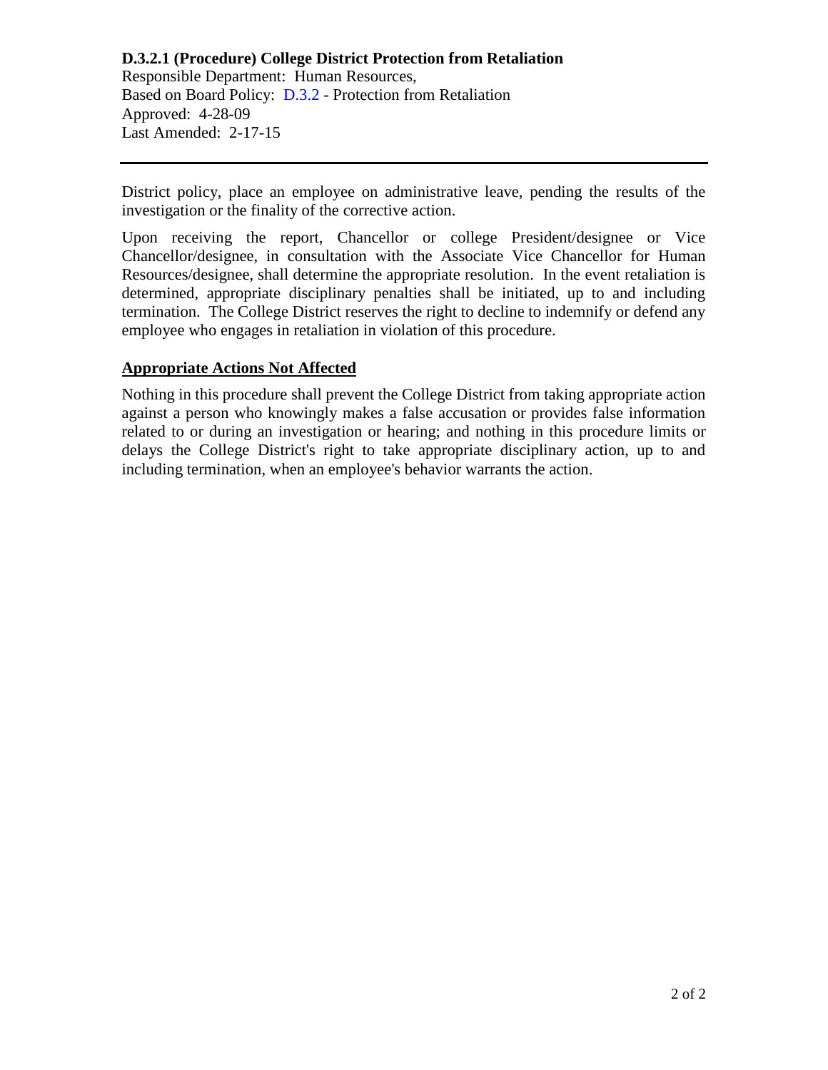**D.3.2.1 (Procedure) College District Protection from Retaliation**
Responsible Department: Human Resources,
Based on Board Policy: D.3.2 - Protection from Retaliation
Approved: 4-28-09
Last Amended: 2-17-15

---

District policy, place an employee on administrative leave, pending the results of the investigation or the finality of the corrective action.

Upon receiving the report, Chancellor or college President/designee or Vice Chancellor/designee, in consultation with the Associate Vice Chancellor for Human Resources/designee, shall determine the appropriate resolution. In the event retaliation is determined, appropriate disciplinary penalties shall be initiated, up to and including termination. The College District reserves the right to decline to indemnify or defend any employee who engages in retaliation in violation of this procedure.

## Appropriate Actions Not Affected

Nothing in this procedure shall prevent the College District from taking appropriate action against a person who knowingly makes a false accusation or provides false information related to or during an investigation or hearing; and nothing in this procedure limits or delays the College District's right to take appropriate disciplinary action, up to and including termination, when an employee's behavior warrants the action.